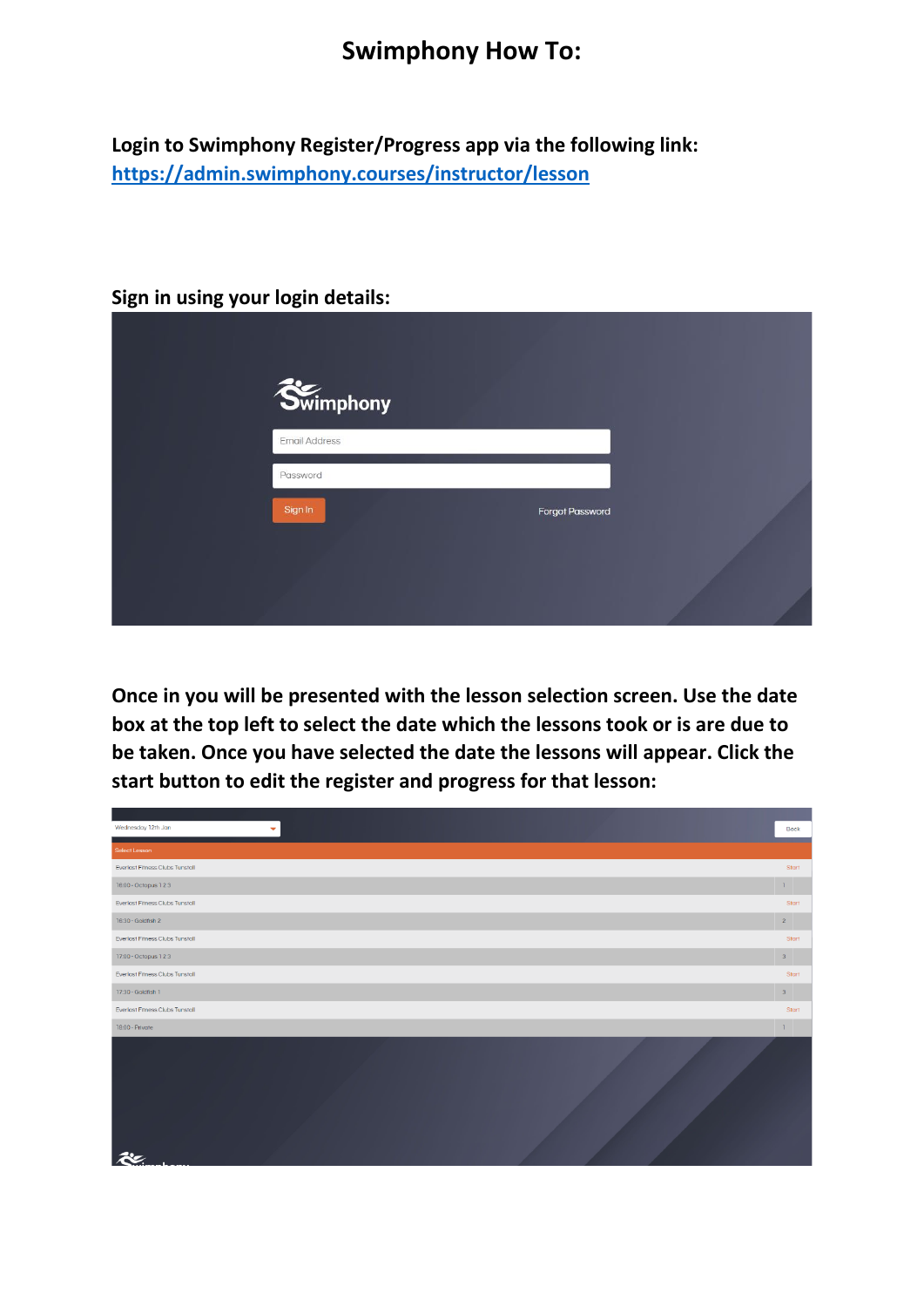# Swimphony How To:

**Login to Swimphony Register/Progress app via the following link:**
[https://admin.swimphony.courses/instructor/lesson](https://admin.swimphony.courses/instructor/lesson)

**Sign in using your login details:**

Swimphony

Email Address

Password

Sign In

Forgot Password

**Once in you will be presented with the lesson selection screen. Use the date box at the top left to select the date which the lessons took or is are due to be taken. Once you have selected the date the lessons will appear. Click the start button to edit the register and progress for that lesson:**

Wednesday 12th Jan

Back

| Select Lesson | |
|---|---|
| Everlast Fitness Clubs Tunstall | Start |
| 16:00 - Octopus 1 2 3 | 1 |
| Everlast Fitness Clubs Tunstall | Start |
| 16:30 - Goldfish 2 | 2 |
| Everlast Fitness Clubs Tunstall | Start |
| 17:00 - Octopus 1 2 3 | 3 |
| Everlast Fitness Clubs Tunstall | Start |
| 17:30 - Goldfish 1 | 3 |
| Everlast Fitness Clubs Tunstall | Start |
| 18:00 - Private | 1 |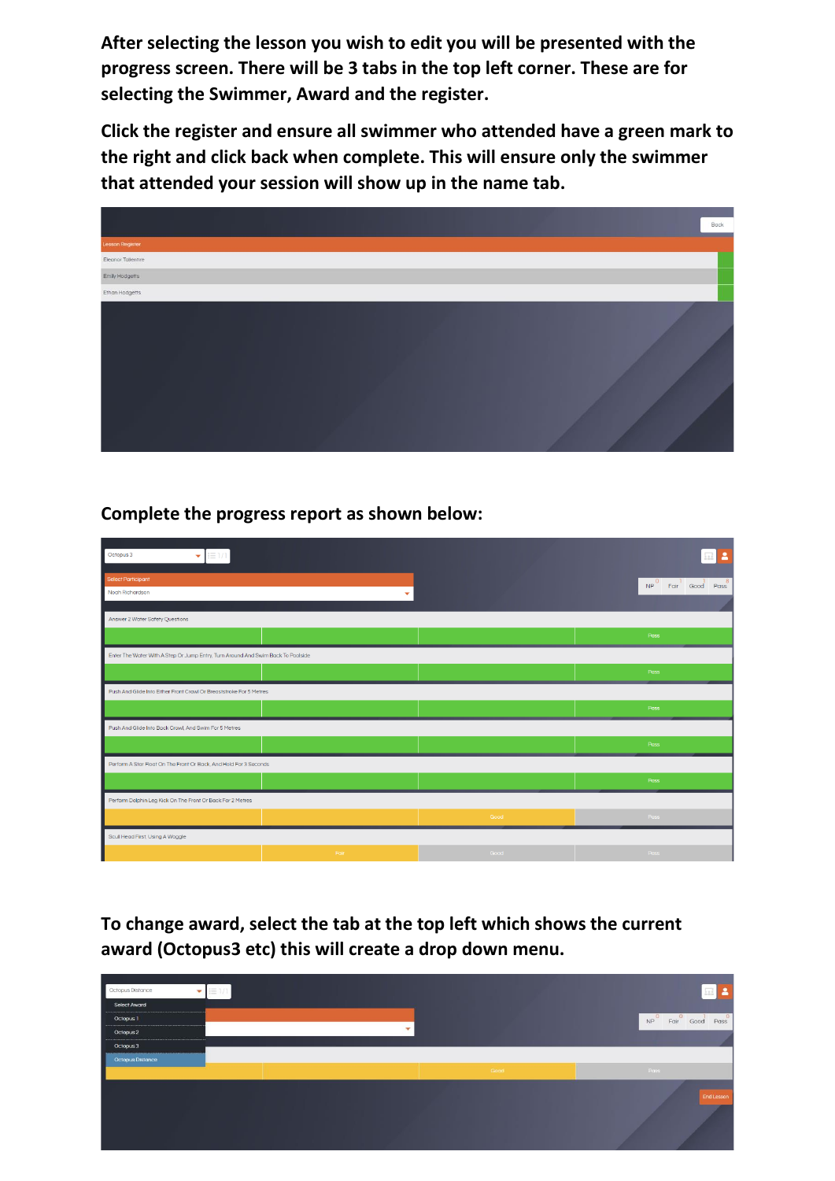**After selecting the lesson you wish to edit you will be presented with the progress screen. There will be 3 tabs in the top left corner. These are for selecting the Swimmer, Award and the register.**

**Click the register and ensure all swimmer who attended have a green mark to the right and click back when complete. This will ensure only the swimmer that attended your session will show up in the name tab.**

**Complete the progress report as shown below:**

**To change award, select the tab at the top left which shows the current award (Octopus3 etc) this will create a drop down menu.**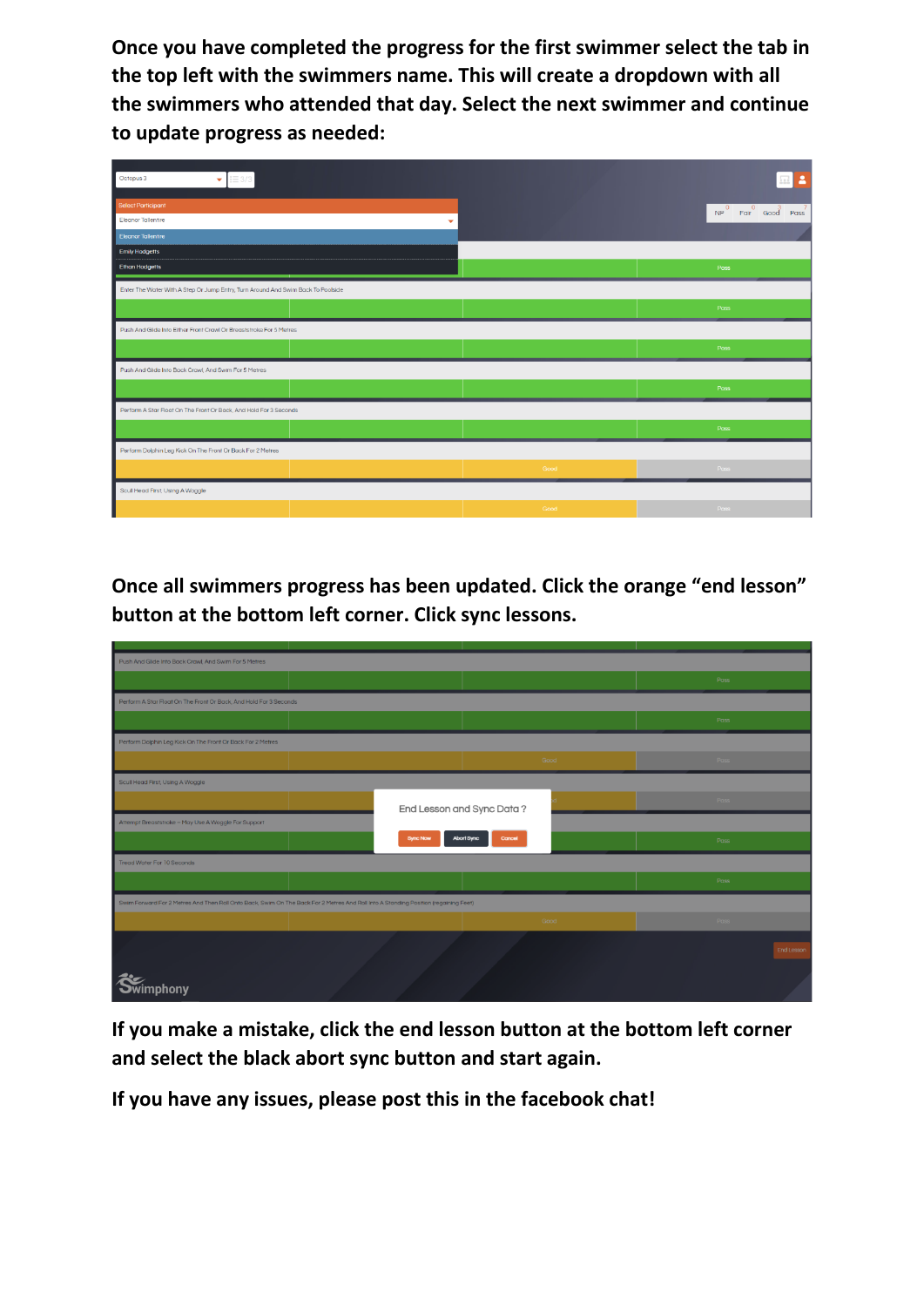**Once you have completed the progress for the first swimmer select the tab in the top left with the swimmers name. This will create a dropdown with all the swimmers who attended that day. Select the next swimmer and continue to update progress as needed:**

**Once all swimmers progress has been updated. Click the orange "end lesson" button at the bottom left corner. Click sync lessons.**

**If you make a mistake, click the end lesson button at the bottom left corner and select the black abort sync button and start again.**

**If you have any issues, please post this in the facebook chat!**